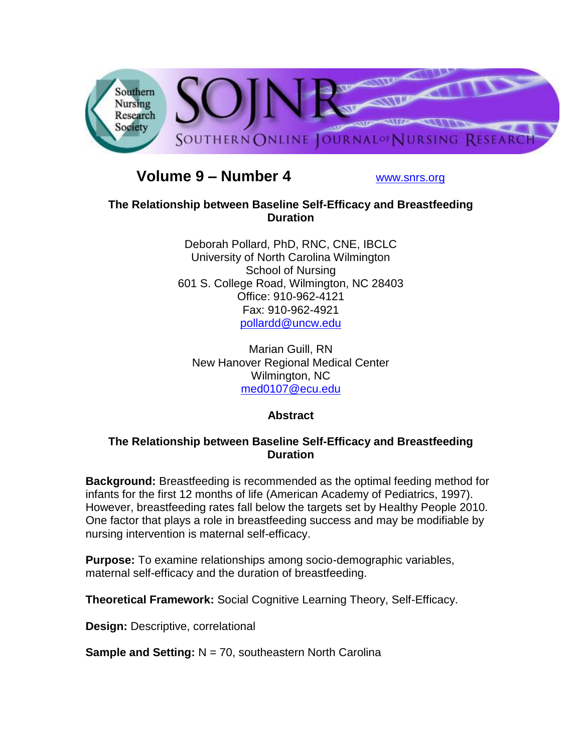**Volume 9 – Number 4** www.snrs.org

# The Relationship between Baseline Self-Efficacy and Breastfeeding Duration

Deborah Pollard, PhD, RNC, CNE, IBCLC
University of North Carolina Wilmington
School of Nursing
601 S. College Road, Wilmington, NC 28403
Office: 910-962-4121
Fax: 910-962-4921
pollardd@uncw.edu

Marian Guill, RN
New Hanover Regional Medical Center
Wilmington, NC
med0107@ecu.edu

## Abstract

### The Relationship between Baseline Self-Efficacy and Breastfeeding Duration

**Background:** Breastfeeding is recommended as the optimal feeding method for infants for the first 12 months of life (American Academy of Pediatrics, 1997). However, breastfeeding rates fall below the targets set by Healthy People 2010. One factor that plays a role in breastfeeding success and may be modifiable by nursing intervention is maternal self-efficacy.

**Purpose:** To examine relationships among socio-demographic variables, maternal self-efficacy and the duration of breastfeeding.

**Theoretical Framework:** Social Cognitive Learning Theory, Self-Efficacy.

**Design:** Descriptive, correlational

**Sample and Setting:** N = 70, southeastern North Carolina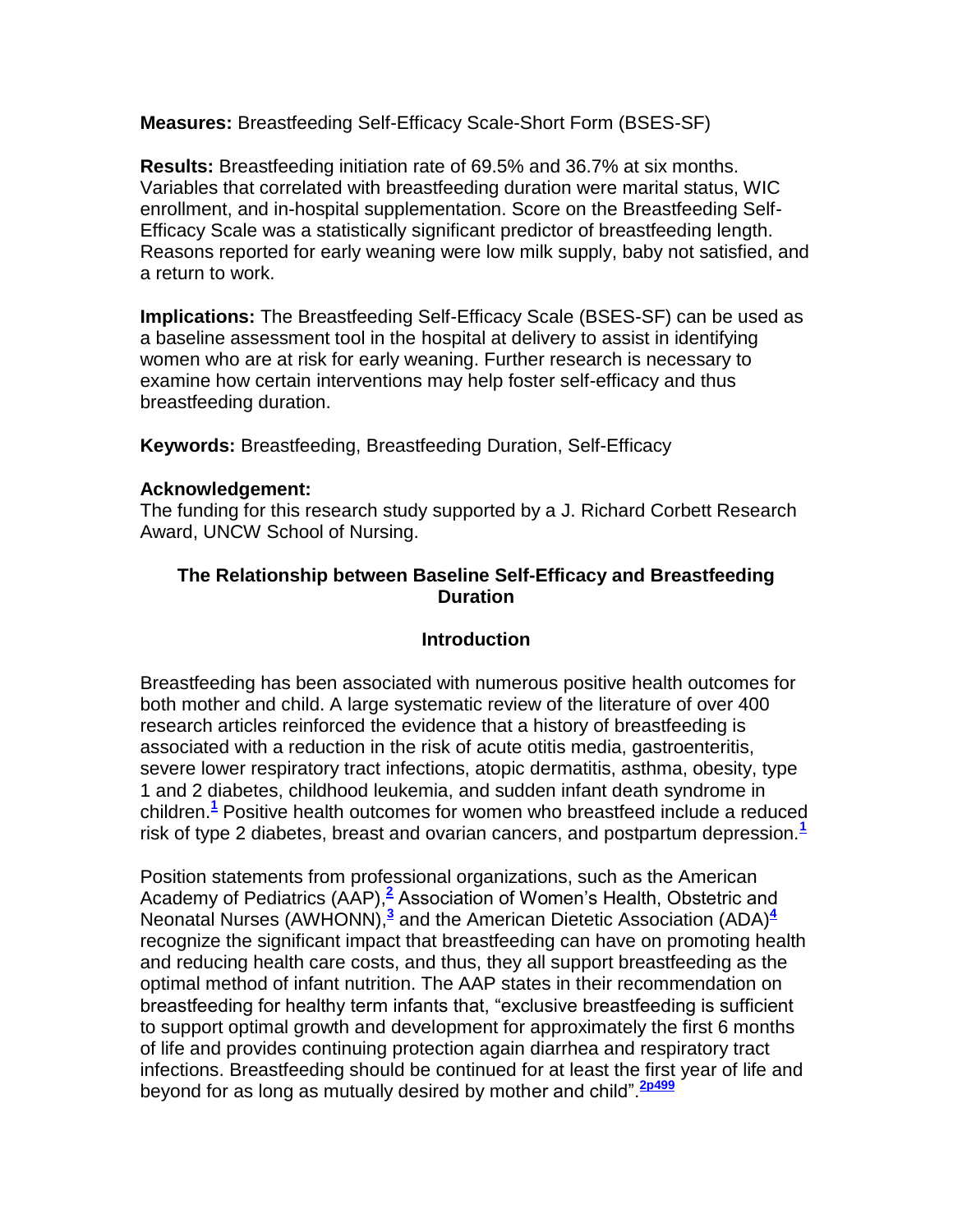**Measures:** Breastfeeding Self-Efficacy Scale-Short Form (BSES-SF)

**Results:** Breastfeeding initiation rate of 69.5% and 36.7% at six months. Variables that correlated with breastfeeding duration were marital status, WIC enrollment, and in-hospital supplementation. Score on the Breastfeeding Self-Efficacy Scale was a statistically significant predictor of breastfeeding length. Reasons reported for early weaning were low milk supply, baby not satisfied, and a return to work.

**Implications:** The Breastfeeding Self-Efficacy Scale (BSES-SF) can be used as a baseline assessment tool in the hospital at delivery to assist in identifying women who are at risk for early weaning. Further research is necessary to examine how certain interventions may help foster self-efficacy and thus breastfeeding duration.

**Keywords:** Breastfeeding, Breastfeeding Duration, Self-Efficacy

**Acknowledgement:**
The funding for this research study supported by a J. Richard Corbett Research Award, UNCW School of Nursing.

## The Relationship between Baseline Self-Efficacy and Breastfeeding Duration

### Introduction

Breastfeeding has been associated with numerous positive health outcomes for both mother and child. A large systematic review of the literature of over 400 research articles reinforced the evidence that a history of breastfeeding is associated with a reduction in the risk of acute otitis media, gastroenteritis, severe lower respiratory tract infections, atopic dermatitis, asthma, obesity, type 1 and 2 diabetes, childhood leukemia, and sudden infant death syndrome in children.[1] Positive health outcomes for women who breastfeed include a reduced risk of type 2 diabetes, breast and ovarian cancers, and postpartum depression.[1]

Position statements from professional organizations, such as the American Academy of Pediatrics (AAP),[2] Association of Women's Health, Obstetric and Neonatal Nurses (AWHONN),[3] and the American Dietetic Association (ADA)[4] recognize the significant impact that breastfeeding can have on promoting health and reducing health care costs, and thus, they all support breastfeeding as the optimal method of infant nutrition. The AAP states in their recommendation on breastfeeding for healthy term infants that, "exclusive breastfeeding is sufficient to support optimal growth and development for approximately the first 6 months of life and provides continuing protection again diarrhea and respiratory tract infections. Breastfeeding should be continued for at least the first year of life and beyond for as long as mutually desired by mother and child".[2p499]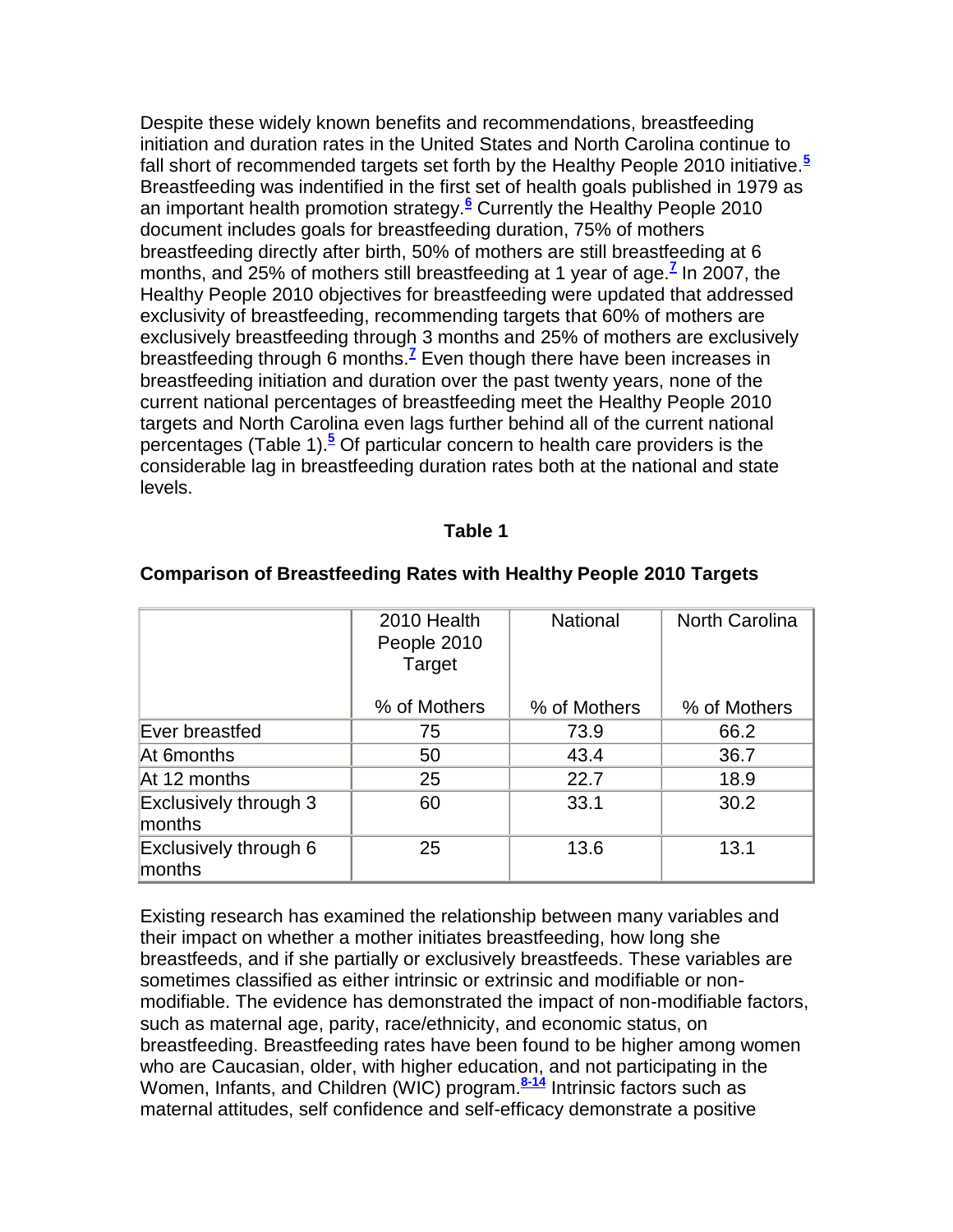Despite these widely known benefits and recommendations, breastfeeding initiation and duration rates in the United States and North Carolina continue to fall short of recommended targets set forth by the Healthy People 2010 initiative.[5] Breastfeeding was indentified in the first set of health goals published in 1979 as an important health promotion strategy.[6] Currently the Healthy People 2010 document includes goals for breastfeeding duration, 75% of mothers breastfeeding directly after birth, 50% of mothers are still breastfeeding at 6 months, and 25% of mothers still breastfeeding at 1 year of age.[7] In 2007, the Healthy People 2010 objectives for breastfeeding were updated that addressed exclusivity of breastfeeding, recommending targets that 60% of mothers are exclusively breastfeeding through 3 months and 25% of mothers are exclusively breastfeeding through 6 months.[7] Even though there have been increases in breastfeeding initiation and duration over the past twenty years, none of the current national percentages of breastfeeding meet the Healthy People 2010 targets and North Carolina even lags further behind all of the current national percentages (Table 1).[5] Of particular concern to health care providers is the considerable lag in breastfeeding duration rates both at the national and state levels.

**Table 1**

**Comparison of Breastfeeding Rates with Healthy People 2010 Targets**

| | 2010 Health People 2010 Target<br>% of Mothers | National<br>% of Mothers | North Carolina<br>% of Mothers |
|---|---|---|---|
| Ever breastfed | 75 | 73.9 | 66.2 |
| At 6months | 50 | 43.4 | 36.7 |
| At 12 months | 25 | 22.7 | 18.9 |
| Exclusively through 3 months | 60 | 33.1 | 30.2 |
| Exclusively through 6 months | 25 | 13.6 | 13.1 |

Existing research has examined the relationship between many variables and their impact on whether a mother initiates breastfeeding, how long she breastfeeds, and if she partially or exclusively breastfeeds. These variables are sometimes classified as either intrinsic or extrinsic and modifiable or non-modifiable. The evidence has demonstrated the impact of non-modifiable factors, such as maternal age, parity, race/ethnicity, and economic status, on breastfeeding. Breastfeeding rates have been found to be higher among women who are Caucasian, older, with higher education, and not participating in the Women, Infants, and Children (WIC) program.[8-14] Intrinsic factors such as maternal attitudes, self confidence and self-efficacy demonstrate a positive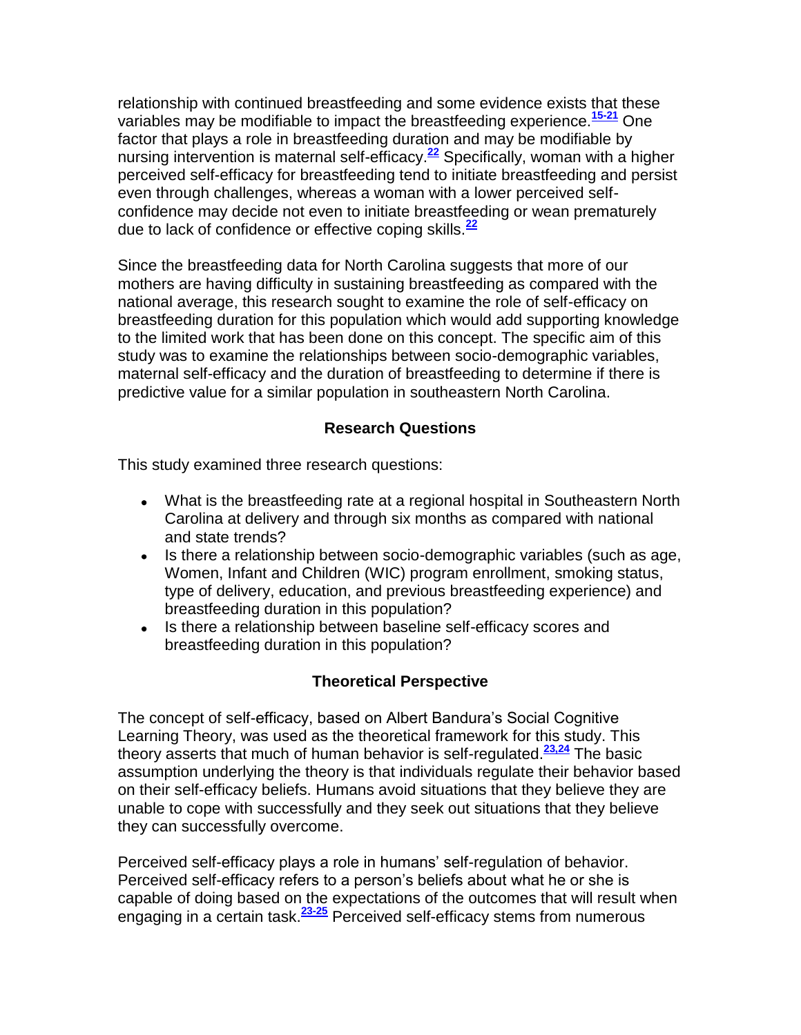relationship with continued breastfeeding and some evidence exists that these variables may be modifiable to impact the breastfeeding experience.[15-21] One factor that plays a role in breastfeeding duration and may be modifiable by nursing intervention is maternal self-efficacy.[22] Specifically, woman with a higher perceived self-efficacy for breastfeeding tend to initiate breastfeeding and persist even through challenges, whereas a woman with a lower perceived self-confidence may decide not even to initiate breastfeeding or wean prematurely due to lack of confidence or effective coping skills.[22]

Since the breastfeeding data for North Carolina suggests that more of our mothers are having difficulty in sustaining breastfeeding as compared with the national average, this research sought to examine the role of self-efficacy on breastfeeding duration for this population which would add supporting knowledge to the limited work that has been done on this concept. The specific aim of this study was to examine the relationships between socio-demographic variables, maternal self-efficacy and the duration of breastfeeding to determine if there is predictive value for a similar population in southeastern North Carolina.

## Research Questions

This study examined three research questions:

- What is the breastfeeding rate at a regional hospital in Southeastern North Carolina at delivery and through six months as compared with national and state trends?
- Is there a relationship between socio-demographic variables (such as age, Women, Infant and Children (WIC) program enrollment, smoking status, type of delivery, education, and previous breastfeeding experience) and breastfeeding duration in this population?
- Is there a relationship between baseline self-efficacy scores and breastfeeding duration in this population?

## Theoretical Perspective

The concept of self-efficacy, based on Albert Bandura's Social Cognitive Learning Theory, was used as the theoretical framework for this study. This theory asserts that much of human behavior is self-regulated.[23,24] The basic assumption underlying the theory is that individuals regulate their behavior based on their self-efficacy beliefs. Humans avoid situations that they believe they are unable to cope with successfully and they seek out situations that they believe they can successfully overcome.

Perceived self-efficacy plays a role in humans' self-regulation of behavior. Perceived self-efficacy refers to a person's beliefs about what he or she is capable of doing based on the expectations of the outcomes that will result when engaging in a certain task.[23-25] Perceived self-efficacy stems from numerous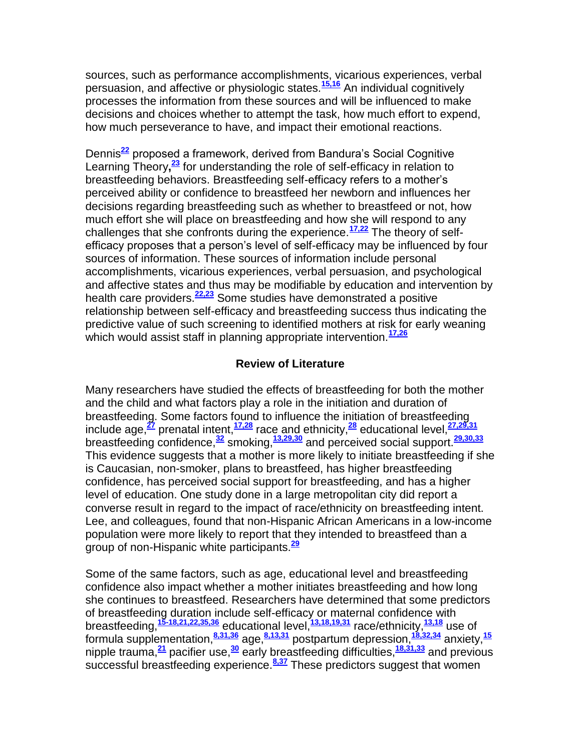sources, such as performance accomplishments, vicarious experiences, verbal persuasion, and affective or physiologic states.[15,16] An individual cognitively processes the information from these sources and will be influenced to make decisions and choices whether to attempt the task, how much effort to expend, how much perseverance to have, and impact their emotional reactions.

Dennis[22] proposed a framework, derived from Bandura's Social Cognitive Learning Theory,[23] for understanding the role of self-efficacy in relation to breastfeeding behaviors. Breastfeeding self-efficacy refers to a mother's perceived ability or confidence to breastfeed her newborn and influences her decisions regarding breastfeeding such as whether to breastfeed or not, how much effort she will place on breastfeeding and how she will respond to any challenges that she confronts during the experience.[17,22] The theory of self-efficacy proposes that a person's level of self-efficacy may be influenced by four sources of information. These sources of information include personal accomplishments, vicarious experiences, verbal persuasion, and psychological and affective states and thus may be modifiable by education and intervention by health care providers.[22,23] Some studies have demonstrated a positive relationship between self-efficacy and breastfeeding success thus indicating the predictive value of such screening to identified mothers at risk for early weaning which would assist staff in planning appropriate intervention.[17,26]

## Review of Literature

Many researchers have studied the effects of breastfeeding for both the mother and the child and what factors play a role in the initiation and duration of breastfeeding. Some factors found to influence the initiation of breastfeeding include age,[27] prenatal intent,[17,28] race and ethnicity,[28] educational level,[27,29,31] breastfeeding confidence,[32] smoking,[13,29,30] and perceived social support.[29,30,33] This evidence suggests that a mother is more likely to initiate breastfeeding if she is Caucasian, non-smoker, plans to breastfeed, has higher breastfeeding confidence, has perceived social support for breastfeeding, and has a higher level of education. One study done in a large metropolitan city did report a converse result in regard to the impact of race/ethnicity on breastfeeding intent. Lee, and colleagues, found that non-Hispanic African Americans in a low-income population were more likely to report that they intended to breastfeed than a group of non-Hispanic white participants.[29]

Some of the same factors, such as age, educational level and breastfeeding confidence also impact whether a mother initiates breastfeeding and how long she continues to breastfeed. Researchers have determined that some predictors of breastfeeding duration include self-efficacy or maternal confidence with breastfeeding,[15-18,21,22,35,36] educational level,[13,18,19,31] race/ethnicity,[13,18] use of formula supplementation,[8,31,36] age,[8,13,31] postpartum depression,[18,32,34] anxiety,[15] nipple trauma,[21] pacifier use,[30] early breastfeeding difficulties,[18,31,33] and previous successful breastfeeding experience.[8,37] These predictors suggest that women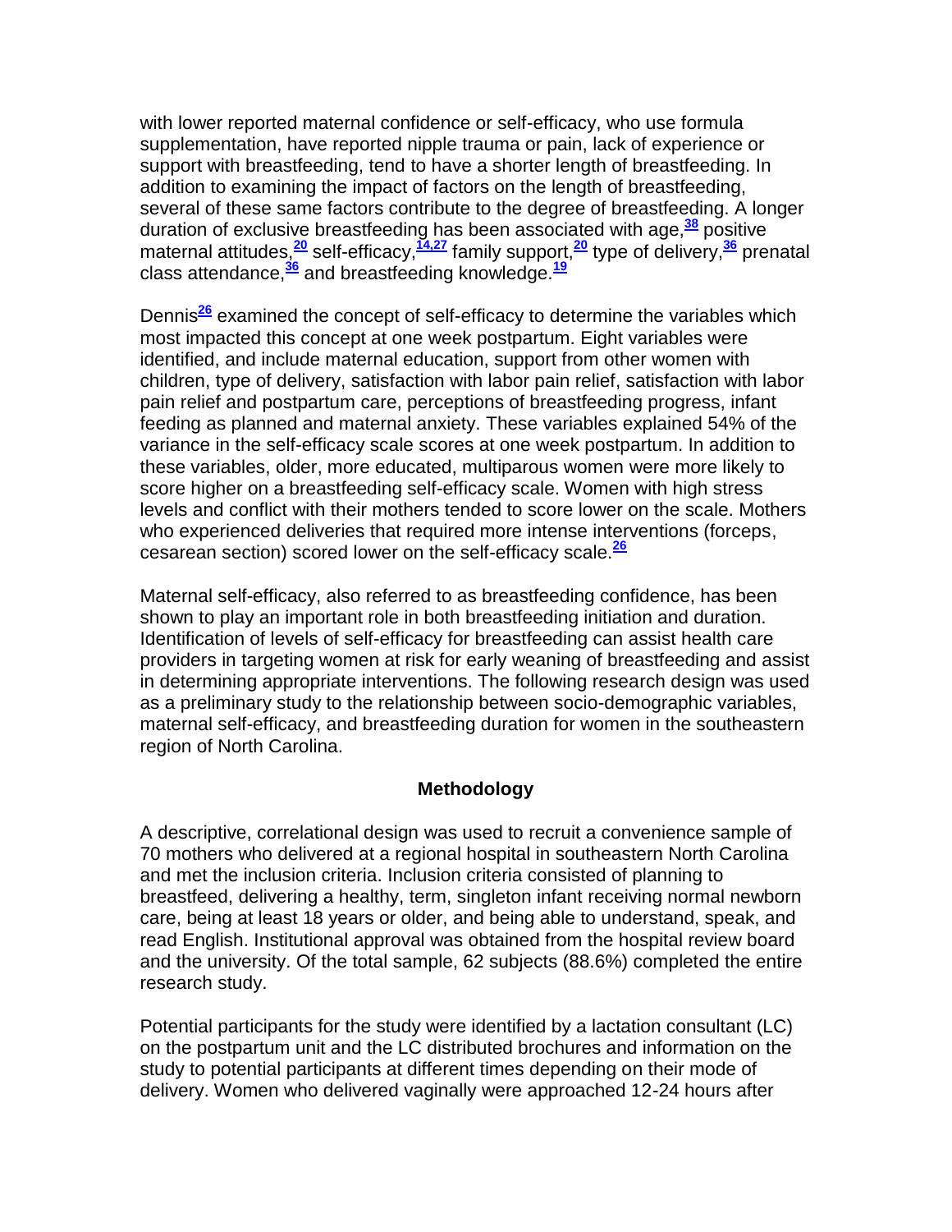with lower reported maternal confidence or self-efficacy, who use formula supplementation, have reported nipple trauma or pain, lack of experience or support with breastfeeding, tend to have a shorter length of breastfeeding. In addition to examining the impact of factors on the length of breastfeeding, several of these same factors contribute to the degree of breastfeeding. A longer duration of exclusive breastfeeding has been associated with age,[38] positive maternal attitudes,[20] self-efficacy,[14,27] family support,[20] type of delivery,[36] prenatal class attendance,[36] and breastfeeding knowledge.[19]

Dennis[26] examined the concept of self-efficacy to determine the variables which most impacted this concept at one week postpartum. Eight variables were identified, and include maternal education, support from other women with children, type of delivery, satisfaction with labor pain relief, satisfaction with labor pain relief and postpartum care, perceptions of breastfeeding progress, infant feeding as planned and maternal anxiety. These variables explained 54% of the variance in the self-efficacy scale scores at one week postpartum. In addition to these variables, older, more educated, multiparous women were more likely to score higher on a breastfeeding self-efficacy scale. Women with high stress levels and conflict with their mothers tended to score lower on the scale. Mothers who experienced deliveries that required more intense interventions (forceps, cesarean section) scored lower on the self-efficacy scale.[26]

Maternal self-efficacy, also referred to as breastfeeding confidence, has been shown to play an important role in both breastfeeding initiation and duration. Identification of levels of self-efficacy for breastfeeding can assist health care providers in targeting women at risk for early weaning of breastfeeding and assist in determining appropriate interventions. The following research design was used as a preliminary study to the relationship between socio-demographic variables, maternal self-efficacy, and breastfeeding duration for women in the southeastern region of North Carolina.

## Methodology

A descriptive, correlational design was used to recruit a convenience sample of 70 mothers who delivered at a regional hospital in southeastern North Carolina and met the inclusion criteria. Inclusion criteria consisted of planning to breastfeed, delivering a healthy, term, singleton infant receiving normal newborn care, being at least 18 years or older, and being able to understand, speak, and read English. Institutional approval was obtained from the hospital review board and the university. Of the total sample, 62 subjects (88.6%) completed the entire research study.

Potential participants for the study were identified by a lactation consultant (LC) on the postpartum unit and the LC distributed brochures and information on the study to potential participants at different times depending on their mode of delivery. Women who delivered vaginally were approached 12-24 hours after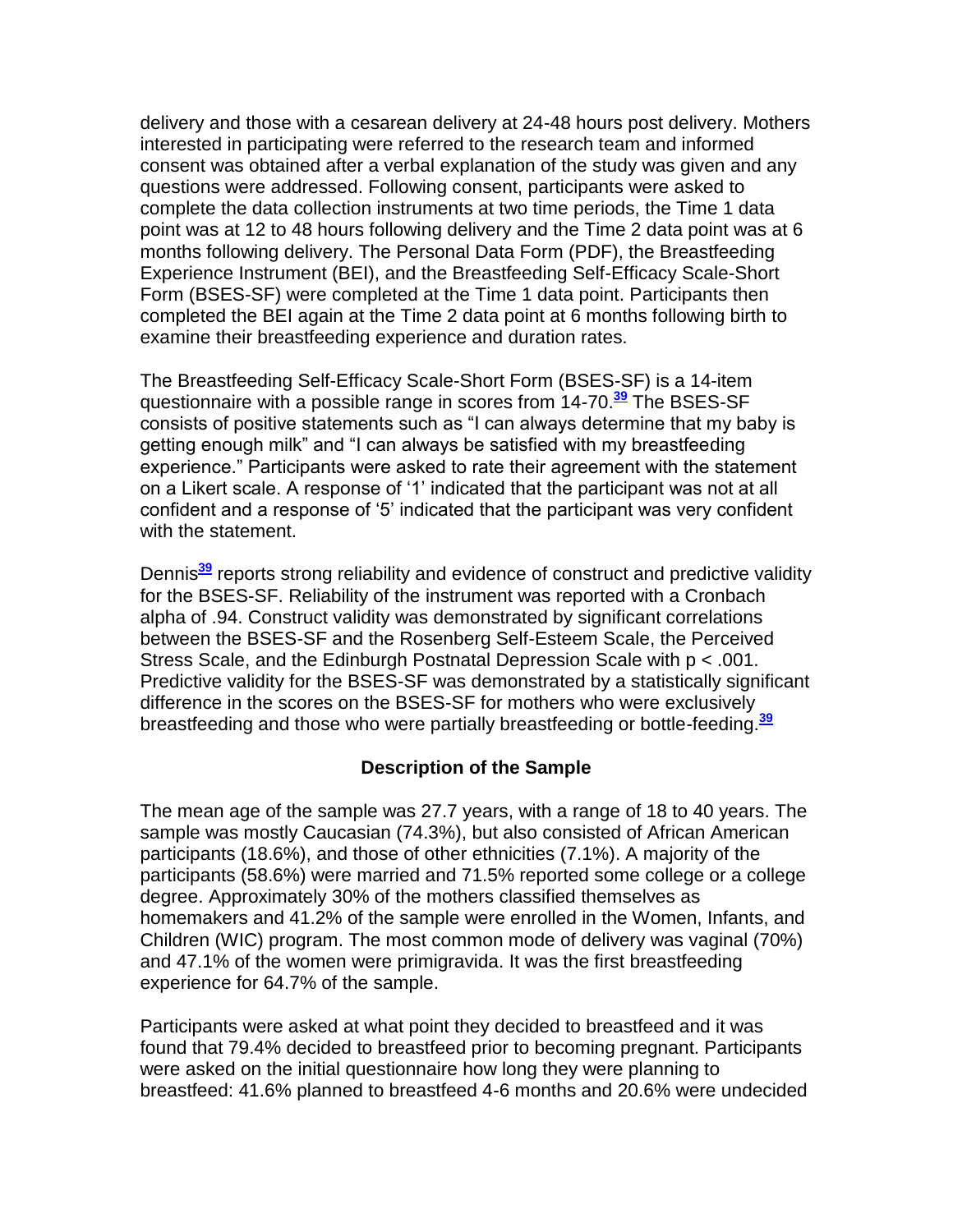delivery and those with a cesarean delivery at 24-48 hours post delivery. Mothers interested in participating were referred to the research team and informed consent was obtained after a verbal explanation of the study was given and any questions were addressed. Following consent, participants were asked to complete the data collection instruments at two time periods, the Time 1 data point was at 12 to 48 hours following delivery and the Time 2 data point was at 6 months following delivery. The Personal Data Form (PDF), the Breastfeeding Experience Instrument (BEI), and the Breastfeeding Self-Efficacy Scale-Short Form (BSES-SF) were completed at the Time 1 data point. Participants then completed the BEI again at the Time 2 data point at 6 months following birth to examine their breastfeeding experience and duration rates.

The Breastfeeding Self-Efficacy Scale-Short Form (BSES-SF) is a 14-item questionnaire with a possible range in scores from 14-70.[39] The BSES-SF consists of positive statements such as "I can always determine that my baby is getting enough milk" and "I can always be satisfied with my breastfeeding experience." Participants were asked to rate their agreement with the statement on a Likert scale. A response of '1' indicated that the participant was not at all confident and a response of '5' indicated that the participant was very confident with the statement.

Dennis[39] reports strong reliability and evidence of construct and predictive validity for the BSES-SF. Reliability of the instrument was reported with a Cronbach alpha of .94. Construct validity was demonstrated by significant correlations between the BSES-SF and the Rosenberg Self-Esteem Scale, the Perceived Stress Scale, and the Edinburgh Postnatal Depression Scale with $p < .001$. Predictive validity for the BSES-SF was demonstrated by a statistically significant difference in the scores on the BSES-SF for mothers who were exclusively breastfeeding and those who were partially breastfeeding or bottle-feeding.[39]

## Description of the Sample

The mean age of the sample was 27.7 years, with a range of 18 to 40 years. The sample was mostly Caucasian (74.3%), but also consisted of African American participants (18.6%), and those of other ethnicities (7.1%). A majority of the participants (58.6%) were married and 71.5% reported some college or a college degree. Approximately 30% of the mothers classified themselves as homemakers and 41.2% of the sample were enrolled in the Women, Infants, and Children (WIC) program. The most common mode of delivery was vaginal (70%) and 47.1% of the women were primigravida. It was the first breastfeeding experience for 64.7% of the sample.

Participants were asked at what point they decided to breastfeed and it was found that 79.4% decided to breastfeed prior to becoming pregnant. Participants were asked on the initial questionnaire how long they were planning to breastfeed: 41.6% planned to breastfeed 4-6 months and 20.6% were undecided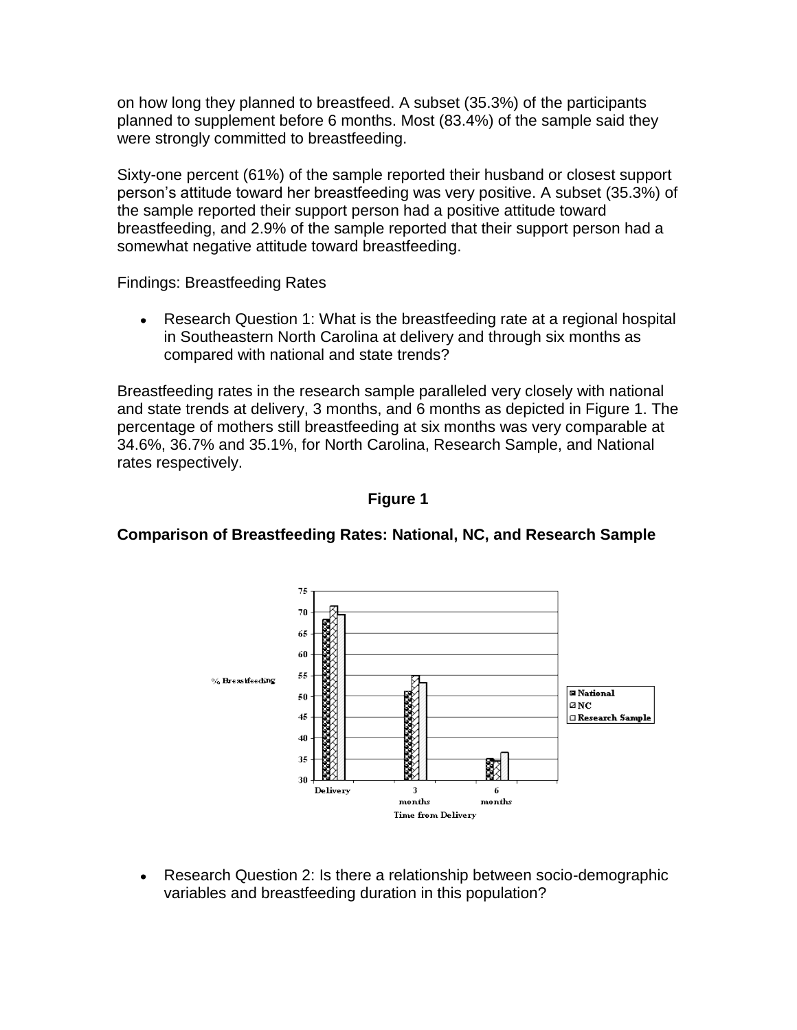on how long they planned to breastfeed. A subset (35.3%) of the participants planned to supplement before 6 months. Most (83.4%) of the sample said they were strongly committed to breastfeeding.

Sixty-one percent (61%) of the sample reported their husband or closest support person's attitude toward her breastfeeding was very positive. A subset (35.3%) of the sample reported their support person had a positive attitude toward breastfeeding, and 2.9% of the sample reported that their support person had a somewhat negative attitude toward breastfeeding.

Findings: Breastfeeding Rates

- Research Question 1: What is the breastfeeding rate at a regional hospital in Southeastern North Carolina at delivery and through six months as compared with national and state trends?

Breastfeeding rates in the research sample paralleled very closely with national and state trends at delivery, 3 months, and 6 months as depicted in Figure 1. The percentage of mothers still breastfeeding at six months was very comparable at 34.6%, 36.7% and 35.1%, for North Carolina, Research Sample, and National rates respectively.

**Figure 1**

**Comparison of Breastfeeding Rates: National, NC, and Research Sample**

- Research Question 2: Is there a relationship between socio-demographic variables and breastfeeding duration in this population?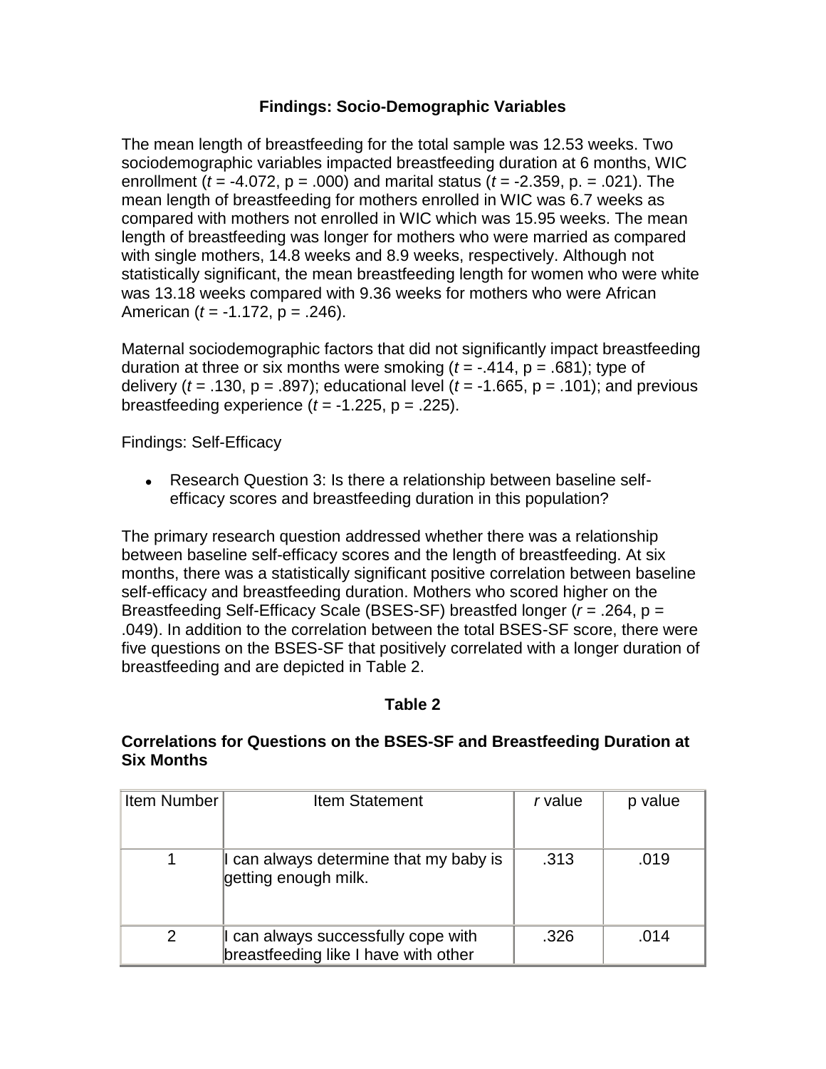## Findings: Socio-Demographic Variables

The mean length of breastfeeding for the total sample was 12.53 weeks. Two sociodemographic variables impacted breastfeeding duration at 6 months, WIC enrollment ($t$ = -4.072, p = .000) and marital status ($t$ = -2.359, p. = .021). The mean length of breastfeeding for mothers enrolled in WIC was 6.7 weeks as compared with mothers not enrolled in WIC which was 15.95 weeks. The mean length of breastfeeding was longer for mothers who were married as compared with single mothers, 14.8 weeks and 8.9 weeks, respectively. Although not statistically significant, the mean breastfeeding length for women who were white was 13.18 weeks compared with 9.36 weeks for mothers who were African American ($t$ = -1.172, p = .246).

Maternal sociodemographic factors that did not significantly impact breastfeeding duration at three or six months were smoking ($t$ = -.414, p = .681); type of delivery ($t$ = .130, p = .897); educational level ($t$ = -1.665, p = .101); and previous breastfeeding experience ($t$ = -1.225, p = .225).

Findings: Self-Efficacy

- Research Question 3: Is there a relationship between baseline self-efficacy scores and breastfeeding duration in this population?

The primary research question addressed whether there was a relationship between baseline self-efficacy scores and the length of breastfeeding. At six months, there was a statistically significant positive correlation between baseline self-efficacy and breastfeeding duration. Mothers who scored higher on the Breastfeeding Self-Efficacy Scale (BSES-SF) breastfed longer ($r$ = .264, p = .049). In addition to the correlation between the total BSES-SF score, there were five questions on the BSES-SF that positively correlated with a longer duration of breastfeeding and are depicted in Table 2.

**Table 2**

**Correlations for Questions on the BSES-SF and Breastfeeding Duration at Six Months**

| Item Number | Item Statement | *r* value | p value |
|---|---|---|---|
| 1 | I can always determine that my baby is getting enough milk. | .313 | .019 |
| 2 | I can always successfully cope with breastfeeding like I have with other | .326 | .014 |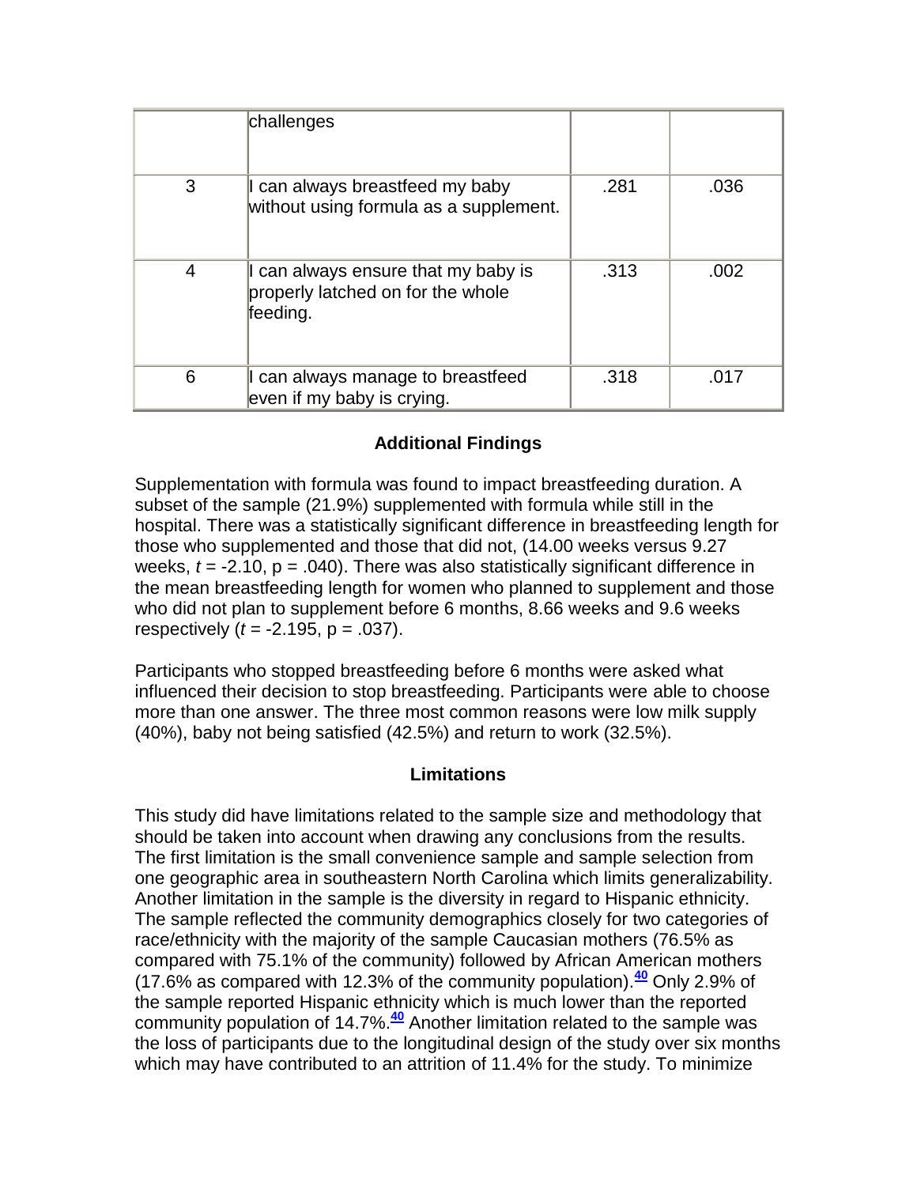|  | challenges |  |  |
|---|---|---|---|
| 3 | I can always breastfeed my baby without using formula as a supplement. | .281 | .036 |
| 4 | I can always ensure that my baby is properly latched on for the whole feeding. | .313 | .002 |
| 6 | I can always manage to breastfeed even if my baby is crying. | .318 | .017 |

### Additional Findings

Supplementation with formula was found to impact breastfeeding duration. A subset of the sample (21.9%) supplemented with formula while still in the hospital. There was a statistically significant difference in breastfeeding length for those who supplemented and those that did not, (14.00 weeks versus 9.27 weeks, $t = -2.10$, $p = .040$). There was also statistically significant difference in the mean breastfeeding length for women who planned to supplement and those who did not plan to supplement before 6 months, 8.66 weeks and 9.6 weeks respectively ($t = -2.195$, $p = .037$).

Participants who stopped breastfeeding before 6 months were asked what influenced their decision to stop breastfeeding. Participants were able to choose more than one answer. The three most common reasons were low milk supply (40%), baby not being satisfied (42.5%) and return to work (32.5%).

### Limitations

This study did have limitations related to the sample size and methodology that should be taken into account when drawing any conclusions from the results. The first limitation is the small convenience sample and sample selection from one geographic area in southeastern North Carolina which limits generalizability. Another limitation in the sample is the diversity in regard to Hispanic ethnicity. The sample reflected the community demographics closely for two categories of race/ethnicity with the majority of the sample Caucasian mothers (76.5% as compared with 75.1% of the community) followed by African American mothers (17.6% as compared with 12.3% of the community population).[40] Only 2.9% of the sample reported Hispanic ethnicity which is much lower than the reported community population of 14.7%.[40] Another limitation related to the sample was the loss of participants due to the longitudinal design of the study over six months which may have contributed to an attrition of 11.4% for the study. To minimize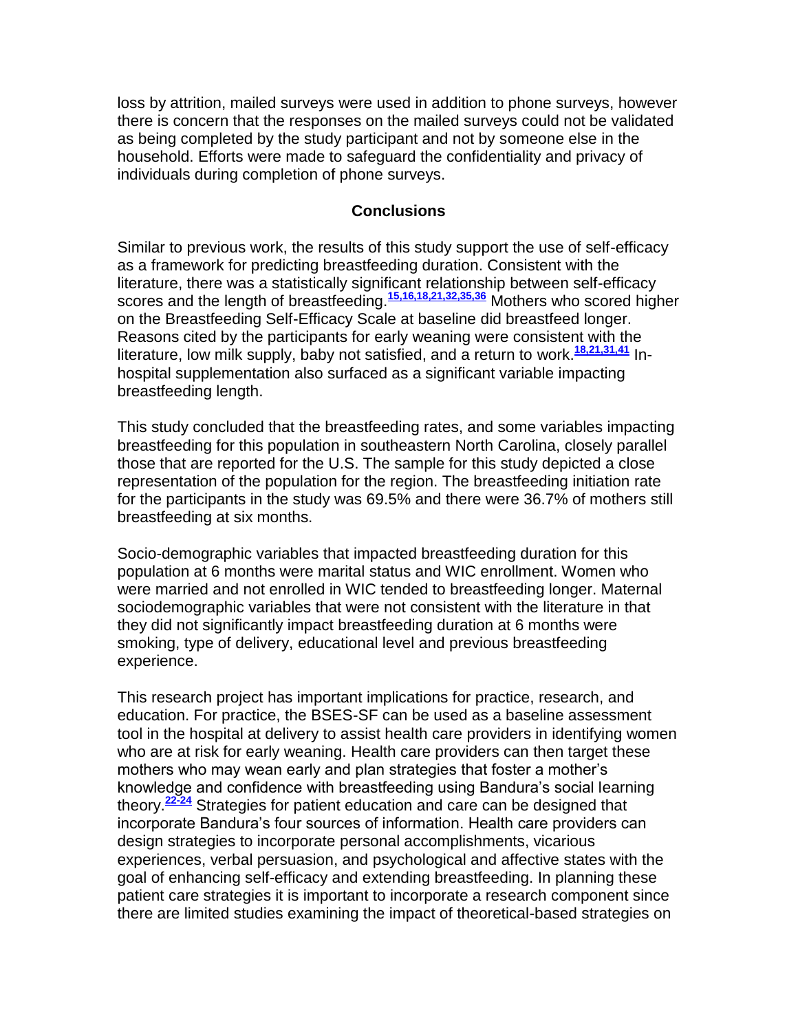loss by attrition, mailed surveys were used in addition to phone surveys, however there is concern that the responses on the mailed surveys could not be validated as being completed by the study participant and not by someone else in the household. Efforts were made to safeguard the confidentiality and privacy of individuals during completion of phone surveys.

## Conclusions

Similar to previous work, the results of this study support the use of self-efficacy as a framework for predicting breastfeeding duration. Consistent with the literature, there was a statistically significant relationship between self-efficacy scores and the length of breastfeeding.[15,16,18,21,32,35,36] Mothers who scored higher on the Breastfeeding Self-Efficacy Scale at baseline did breastfeed longer. Reasons cited by the participants for early weaning were consistent with the literature, low milk supply, baby not satisfied, and a return to work.[18,21,31,41] In-hospital supplementation also surfaced as a significant variable impacting breastfeeding length.

This study concluded that the breastfeeding rates, and some variables impacting breastfeeding for this population in southeastern North Carolina, closely parallel those that are reported for the U.S. The sample for this study depicted a close representation of the population for the region. The breastfeeding initiation rate for the participants in the study was 69.5% and there were 36.7% of mothers still breastfeeding at six months.

Socio-demographic variables that impacted breastfeeding duration for this population at 6 months were marital status and WIC enrollment. Women who were married and not enrolled in WIC tended to breastfeeding longer. Maternal sociodemographic variables that were not consistent with the literature in that they did not significantly impact breastfeeding duration at 6 months were smoking, type of delivery, educational level and previous breastfeeding experience.

This research project has important implications for practice, research, and education. For practice, the BSES-SF can be used as a baseline assessment tool in the hospital at delivery to assist health care providers in identifying women who are at risk for early weaning. Health care providers can then target these mothers who may wean early and plan strategies that foster a mother's knowledge and confidence with breastfeeding using Bandura's social learning theory.[22-24] Strategies for patient education and care can be designed that incorporate Bandura's four sources of information. Health care providers can design strategies to incorporate personal accomplishments, vicarious experiences, verbal persuasion, and psychological and affective states with the goal of enhancing self-efficacy and extending breastfeeding. In planning these patient care strategies it is important to incorporate a research component since there are limited studies examining the impact of theoretical-based strategies on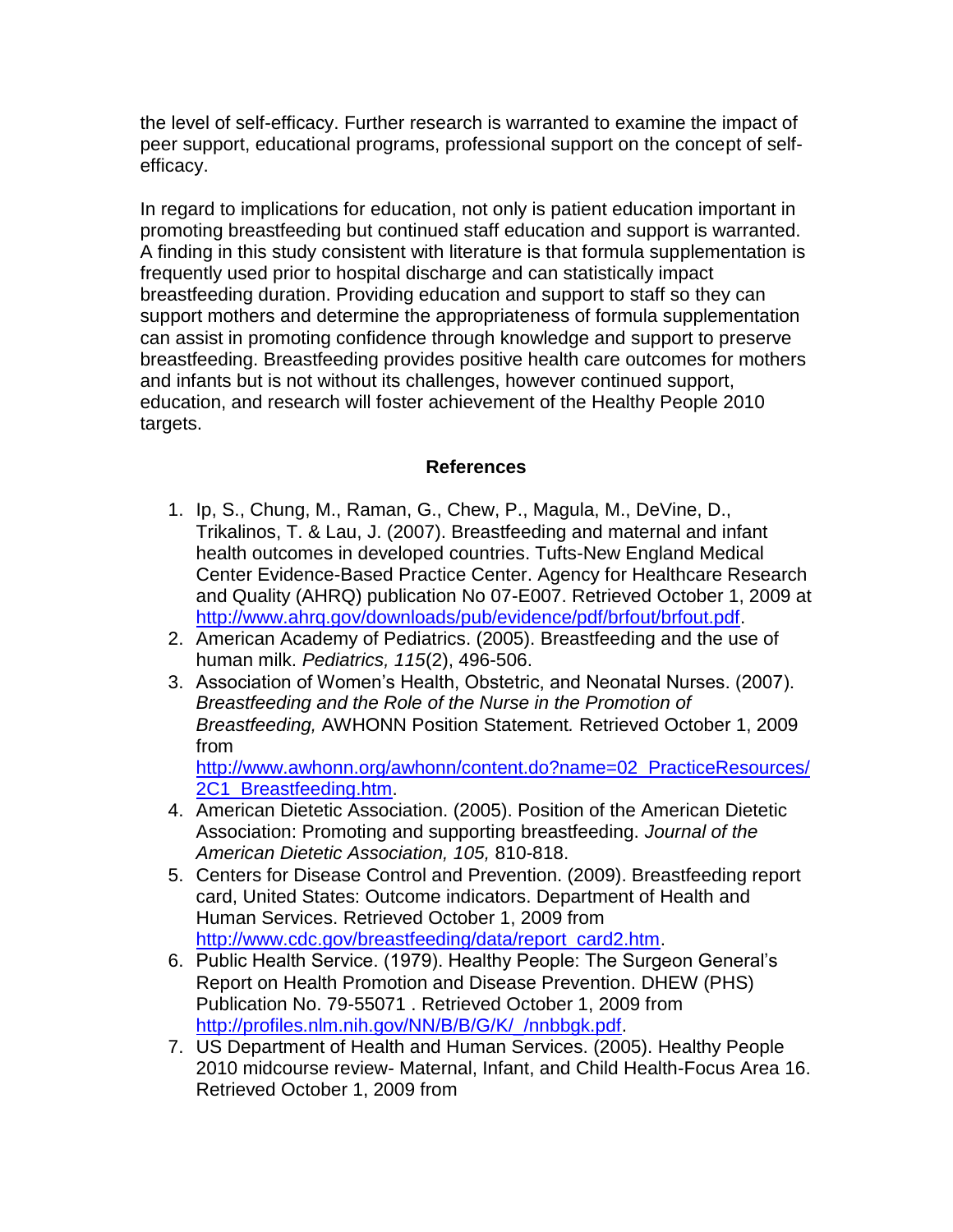the level of self-efficacy. Further research is warranted to examine the impact of peer support, educational programs, professional support on the concept of self-efficacy.

In regard to implications for education, not only is patient education important in promoting breastfeeding but continued staff education and support is warranted. A finding in this study consistent with literature is that formula supplementation is frequently used prior to hospital discharge and can statistically impact breastfeeding duration. Providing education and support to staff so they can support mothers and determine the appropriateness of formula supplementation can assist in promoting confidence through knowledge and support to preserve breastfeeding. Breastfeeding provides positive health care outcomes for mothers and infants but is not without its challenges, however continued support, education, and research will foster achievement of the Healthy People 2010 targets.

## References

1. Ip, S., Chung, M., Raman, G., Chew, P., Magula, M., DeVine, D., Trikalinos, T. & Lau, J. (2007). Breastfeeding and maternal and infant health outcomes in developed countries. Tufts-New England Medical Center Evidence-Based Practice Center. Agency for Healthcare Research and Quality (AHRQ) publication No 07-E007. Retrieved October 1, 2009 at http://www.ahrq.gov/downloads/pub/evidence/pdf/brfout/brfout.pdf.
2. American Academy of Pediatrics. (2005). Breastfeeding and the use of human milk. *Pediatrics, 115*(2), 496-506.
3. Association of Women's Health, Obstetric, and Neonatal Nurses. (2007). *Breastfeeding and the Role of the Nurse in the Promotion of Breastfeeding,* AWHONN Position Statement*.* Retrieved October 1, 2009 from http://www.awhonn.org/awhonn/content.do?name=02_PracticeResources/2C1_Breastfeeding.htm.
4. American Dietetic Association. (2005). Position of the American Dietetic Association: Promoting and supporting breastfeeding. *Journal of the American Dietetic Association, 105,* 810-818.
5. Centers for Disease Control and Prevention. (2009). Breastfeeding report card, United States: Outcome indicators. Department of Health and Human Services. Retrieved October 1, 2009 from http://www.cdc.gov/breastfeeding/data/report_card2.htm.
6. Public Health Service. (1979). Healthy People: The Surgeon General's Report on Health Promotion and Disease Prevention. DHEW (PHS) Publication No. 79-55071 . Retrieved October 1, 2009 from http://profiles.nlm.nih.gov/NN/B/B/G/K/_/nnbbgk.pdf.
7. US Department of Health and Human Services. (2005). Healthy People 2010 midcourse review- Maternal, Infant, and Child Health-Focus Area 16. Retrieved October 1, 2009 from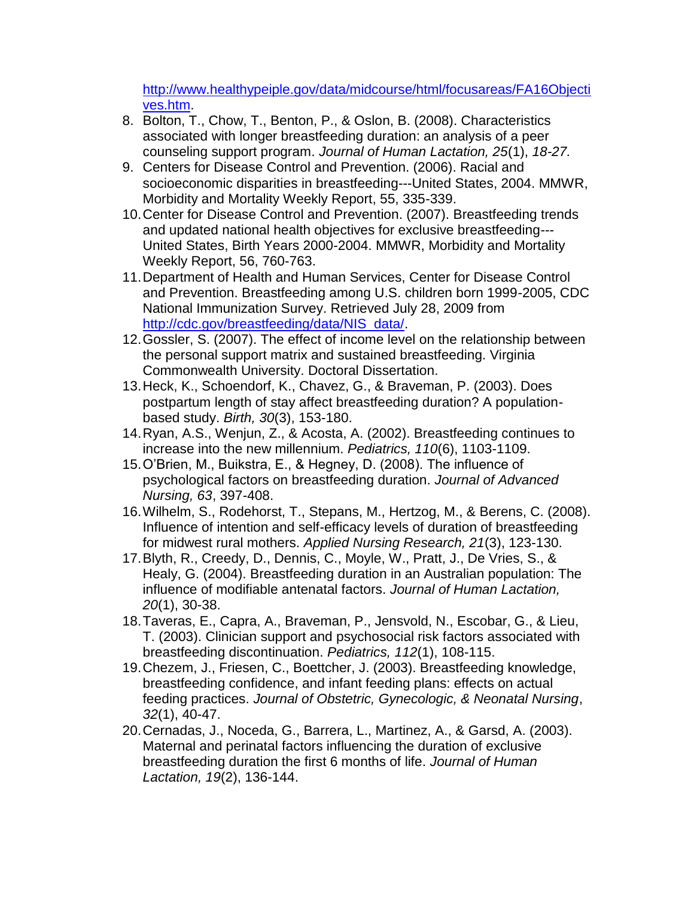http://www.healthypeiple.gov/data/midcourse/html/focusareas/FA16Objectives.htm.

8. Bolton, T., Chow, T., Benton, P., & Oslon, B. (2008). Characteristics associated with longer breastfeeding duration: an analysis of a peer counseling support program. *Journal of Human Lactation, 25*(1), *18-27.*
9. Centers for Disease Control and Prevention. (2006). Racial and socioeconomic disparities in breastfeeding---United States, 2004. MMWR, Morbidity and Mortality Weekly Report, 55, 335-339.
10. Center for Disease Control and Prevention. (2007). Breastfeeding trends and updated national health objectives for exclusive breastfeeding---United States, Birth Years 2000-2004. MMWR, Morbidity and Mortality Weekly Report, 56, 760-763.
11. Department of Health and Human Services, Center for Disease Control and Prevention. Breastfeeding among U.S. children born 1999-2005, CDC National Immunization Survey. Retrieved July 28, 2009 from http://cdc.gov/breastfeeding/data/NIS_data/.
12. Gossler, S. (2007). The effect of income level on the relationship between the personal support matrix and sustained breastfeeding. Virginia Commonwealth University. Doctoral Dissertation.
13. Heck, K., Schoendorf, K., Chavez, G., & Braveman, P. (2003). Does postpartum length of stay affect breastfeeding duration? A population-based study. *Birth, 30*(3), 153-180.
14. Ryan, A.S., Wenjun, Z., & Acosta, A. (2002). Breastfeeding continues to increase into the new millennium. *Pediatrics, 110*(6), 1103-1109.
15. O'Brien, M., Buikstra, E., & Hegney, D. (2008). The influence of psychological factors on breastfeeding duration. *Journal of Advanced Nursing, 63*, 397-408.
16. Wilhelm, S., Rodehorst, T., Stepans, M., Hertzog, M., & Berens, C. (2008). Influence of intention and self-efficacy levels of duration of breastfeeding for midwest rural mothers. *Applied Nursing Research, 21*(3), 123-130.
17. Blyth, R., Creedy, D., Dennis, C., Moyle, W., Pratt, J., De Vries, S., & Healy, G. (2004). Breastfeeding duration in an Australian population: The influence of modifiable antenatal factors. *Journal of Human Lactation, 20*(1), 30-38.
18. Taveras, E., Capra, A., Braveman, P., Jensvold, N., Escobar, G., & Lieu, T. (2003). Clinician support and psychosocial risk factors associated with breastfeeding discontinuation. *Pediatrics, 112*(1), 108-115.
19. Chezem, J., Friesen, C., Boettcher, J. (2003). Breastfeeding knowledge, breastfeeding confidence, and infant feeding plans: effects on actual feeding practices. *Journal of Obstetric, Gynecologic, & Neonatal Nursing*, *32*(1), 40-47.
20. Cernadas, J., Noceda, G., Barrera, L., Martinez, A., & Garsd, A. (2003). Maternal and perinatal factors influencing the duration of exclusive breastfeeding duration the first 6 months of life. *Journal of Human Lactation, 19*(2), 136-144.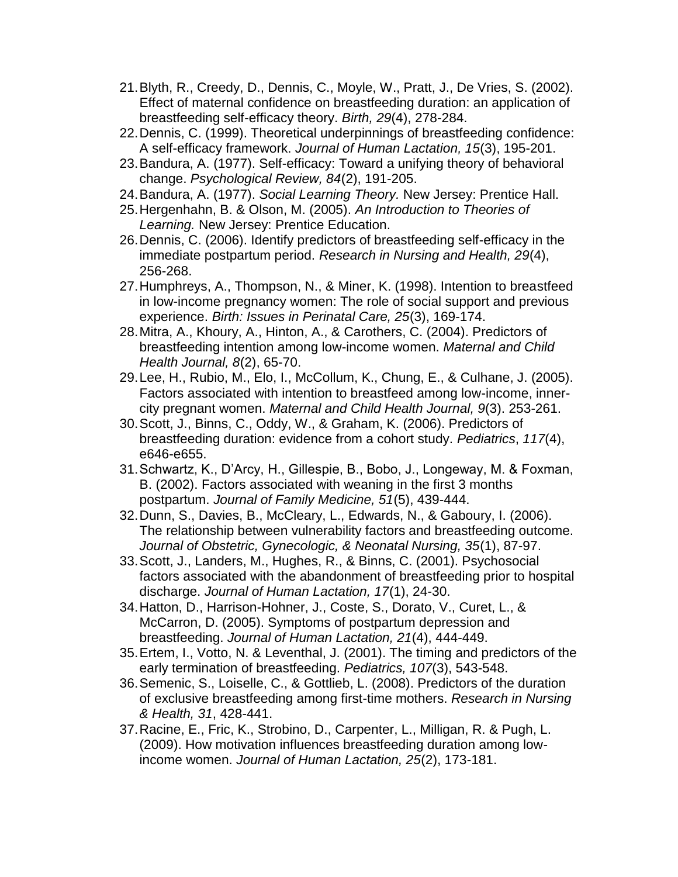21. Blyth, R., Creedy, D., Dennis, C., Moyle, W., Pratt, J., De Vries, S. (2002). Effect of maternal confidence on breastfeeding duration: an application of breastfeeding self-efficacy theory. *Birth, 29*(4), 278-284.
22. Dennis, C. (1999). Theoretical underpinnings of breastfeeding confidence: A self-efficacy framework. *Journal of Human Lactation, 15*(3), 195-201.
23. Bandura, A. (1977). Self-efficacy: Toward a unifying theory of behavioral change. *Psychological Review, 84*(2), 191-205.
24. Bandura, A. (1977). *Social Learning Theory.* New Jersey: Prentice Hall.
25. Hergenhahn, B. & Olson, M. (2005). *An Introduction to Theories of Learning.* New Jersey: Prentice Education.
26. Dennis, C. (2006). Identify predictors of breastfeeding self-efficacy in the immediate postpartum period. *Research in Nursing and Health, 29*(4), 256-268.
27. Humphreys, A., Thompson, N., & Miner, K. (1998). Intention to breastfeed in low-income pregnancy women: The role of social support and previous experience. *Birth: Issues in Perinatal Care, 25*(3), 169-174.
28. Mitra, A., Khoury, A., Hinton, A., & Carothers, C. (2004). Predictors of breastfeeding intention among low-income women. *Maternal and Child Health Journal, 8*(2), 65-70.
29. Lee, H., Rubio, M., Elo, I., McCollum, K., Chung, E., & Culhane, J. (2005). Factors associated with intention to breastfeed among low-income, inner-city pregnant women. *Maternal and Child Health Journal, 9*(3). 253-261.
30. Scott, J., Binns, C., Oddy, W., & Graham, K. (2006). Predictors of breastfeeding duration: evidence from a cohort study. *Pediatrics*, *117*(4), e646-e655.
31. Schwartz, K., D'Arcy, H., Gillespie, B., Bobo, J., Longeway, M. & Foxman, B. (2002). Factors associated with weaning in the first 3 months postpartum. *Journal of Family Medicine, 51*(5), 439-444.
32. Dunn, S., Davies, B., McCleary, L., Edwards, N., & Gaboury, I. (2006). The relationship between vulnerability factors and breastfeeding outcome. *Journal of Obstetric, Gynecologic, & Neonatal Nursing, 35*(1), 87-97.
33. Scott, J., Landers, M., Hughes, R., & Binns, C. (2001). Psychosocial factors associated with the abandonment of breastfeeding prior to hospital discharge. *Journal of Human Lactation, 17*(1), 24-30.
34. Hatton, D., Harrison-Hohner, J., Coste, S., Dorato, V., Curet, L., & McCarron, D. (2005). Symptoms of postpartum depression and breastfeeding. *Journal of Human Lactation, 21*(4), 444-449.
35. Ertem, I., Votto, N. & Leventhal, J. (2001). The timing and predictors of the early termination of breastfeeding. *Pediatrics, 107*(3), 543-548.
36. Semenic, S., Loiselle, C., & Gottlieb, L. (2008). Predictors of the duration of exclusive breastfeeding among first-time mothers. *Research in Nursing & Health, 31*, 428-441.
37. Racine, E., Fric, K., Strobino, D., Carpenter, L., Milligan, R. & Pugh, L. (2009). How motivation influences breastfeeding duration among low-income women. *Journal of Human Lactation, 25*(2), 173-181.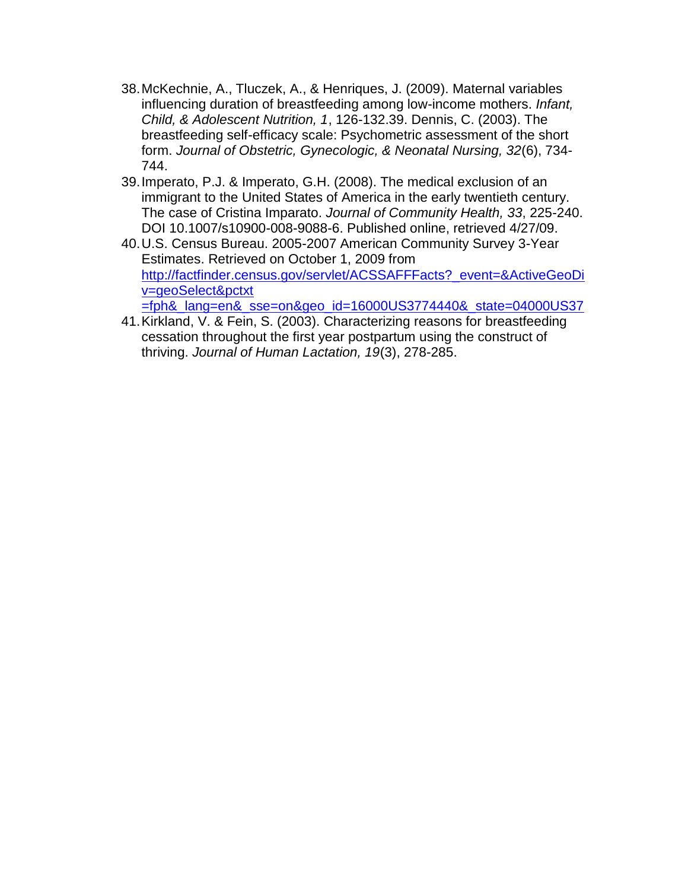38. McKechnie, A., Tluczek, A., & Henriques, J. (2009). Maternal variables influencing duration of breastfeeding among low-income mothers. *Infant, Child, & Adolescent Nutrition, 1*, 126-132.39. Dennis, C. (2003). The breastfeeding self-efficacy scale: Psychometric assessment of the short form. *Journal of Obstetric, Gynecologic, & Neonatal Nursing, 32*(6), 734-744.
39. Imperato, P.J. & Imperato, G.H. (2008). The medical exclusion of an immigrant to the United States of America in the early twentieth century. The case of Cristina Imparato. *Journal of Community Health, 33*, 225-240. DOI 10.1007/s10900-008-9088-6. Published online, retrieved 4/27/09.
40. U.S. Census Bureau. 2005-2007 American Community Survey 3-Year Estimates. Retrieved on October 1, 2009 from [http://factfinder.census.gov/servlet/ACSSAFFFacts?_event=&ActiveGeoDiv=geoSelect&pctxt=fph&_lang=en&_sse=on&geo_id=16000US3774440&_state=04000US37](http://factfinder.census.gov/servlet/ACSSAFFFacts?_event=&ActiveGeoDiv=geoSelect&pctxt=fph&_lang=en&_sse=on&geo_id=16000US3774440&_state=04000US37)
41. Kirkland, V. & Fein, S. (2003). Characterizing reasons for breastfeeding cessation throughout the first year postpartum using the construct of thriving. *Journal of Human Lactation, 19*(3), 278-285.